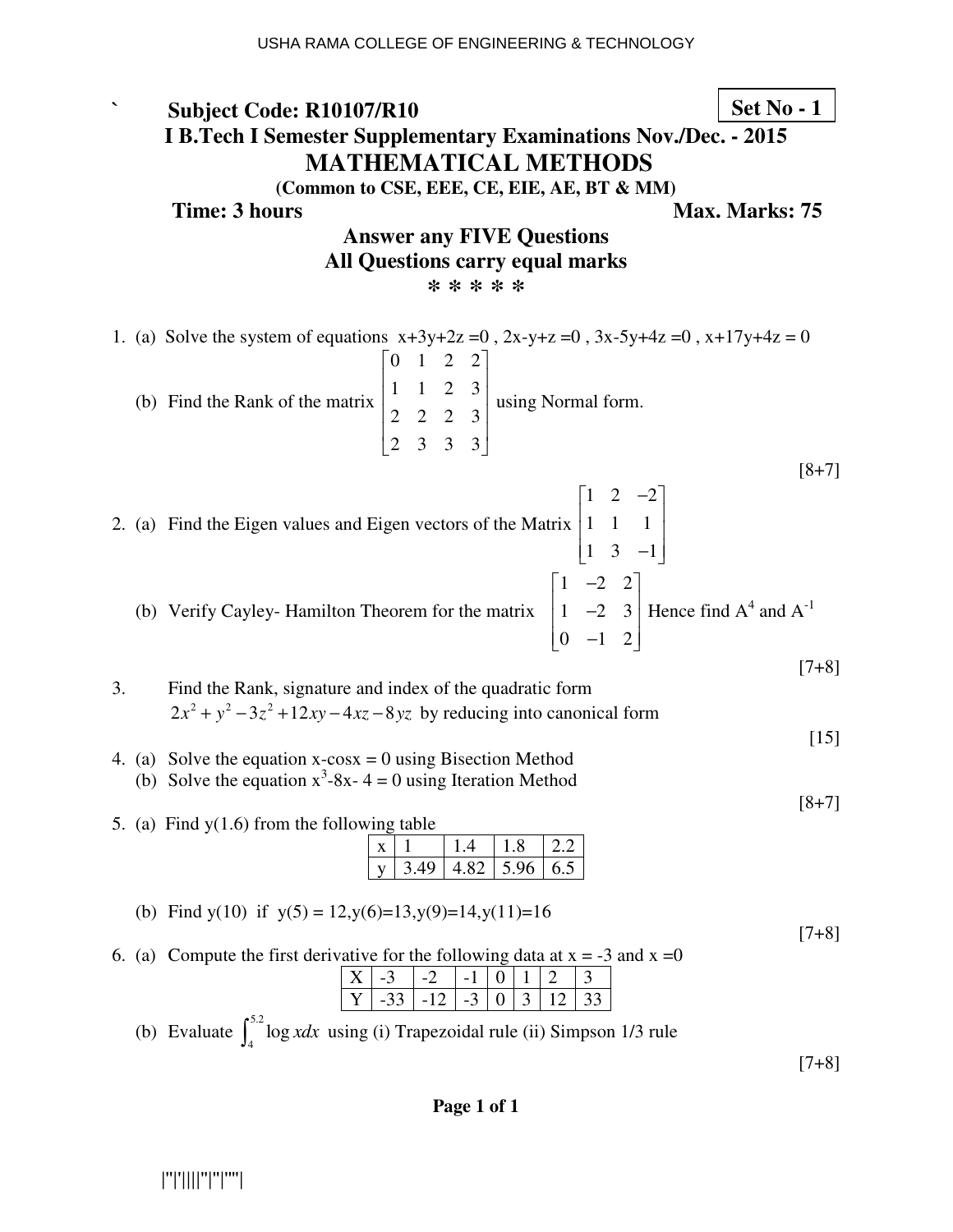USHA RAMA COLLEGE OF ENGINEERING & TECHNOLOGY

**Subject Code: R10107/R10** **Set No - 1**

**I B.Tech I Semester Supplementary Examinations Nov./Dec. - 2015**

# MATHEMATICAL METHODS

**(Common to CSE, EEE, CE, EIE, AE, BT & MM)**

**Time: 3 hours** **Max. Marks: 75**

**Answer any FIVE Questions**

**All Questions carry equal marks**

**\* \* \* \* \***

1. (a) Solve the system of equations $x+3y+2z=0$ , $2x-y+z=0$ , $3x-5y+4z=0$ , $x+17y+4z=0$

   (b) Find the Rank of the matrix $\begin{bmatrix} 0 & 1 & 2 & 2 \\ 1 & 1 & 2 & 3 \\ 2 & 2 & 2 & 3 \\ 2 & 3 & 3 & 3 \end{bmatrix}$ using Normal form.

   [8+7]

2. (a) Find the Eigen values and Eigen vectors of the Matrix $\begin{bmatrix} 1 & 2 & -2 \\ 1 & 1 & 1 \\ 1 & 3 & -1 \end{bmatrix}$

   (b) Verify Cayley- Hamilton Theorem for the matrix $\begin{bmatrix} 1 & -2 & 2 \\ 1 & -2 & 3 \\ 0 & -1 & 2 \end{bmatrix}$ Hence find $A^4$ and $A^{-1}$

   [7+8]

3. Find the Rank, signature and index of the quadratic form $2x^2 + y^2 - 3z^2 + 12xy - 4xz - 8yz$ by reducing into canonical form

   [15]

4. (a) Solve the equation $x - \cos x = 0$ using Bisection Method

   (b) Solve the equation $x^3 - 8x - 4 = 0$ using Iteration Method

   [8+7]

5. (a) Find y(1.6) from the following table

   | x | 1 | 1.4 | 1.8 | 2.2 |
   |---|---|---|---|---|
   | y | 3.49 | 4.82 | 5.96 | 6.5 |

   (b) Find y(10) if y(5) = 12, y(6) = 13, y(9) = 14, y(11) = 16

   [7+8]

6. (a) Compute the first derivative for the following data at x = -3 and x = 0

   | X | -3 | -2 | -1 | 0 | 1 | 2 | 3 |
   |---|---|---|---|---|---|---|---|
   | Y | -33 | -12 | -3 | 0 | 3 | 12 | 33 |

   (b) Evaluate $\int_4^{5.2} \log x\,dx$ using (i) Trapezoidal rule (ii) Simpson 1/3 rule

   [7+8]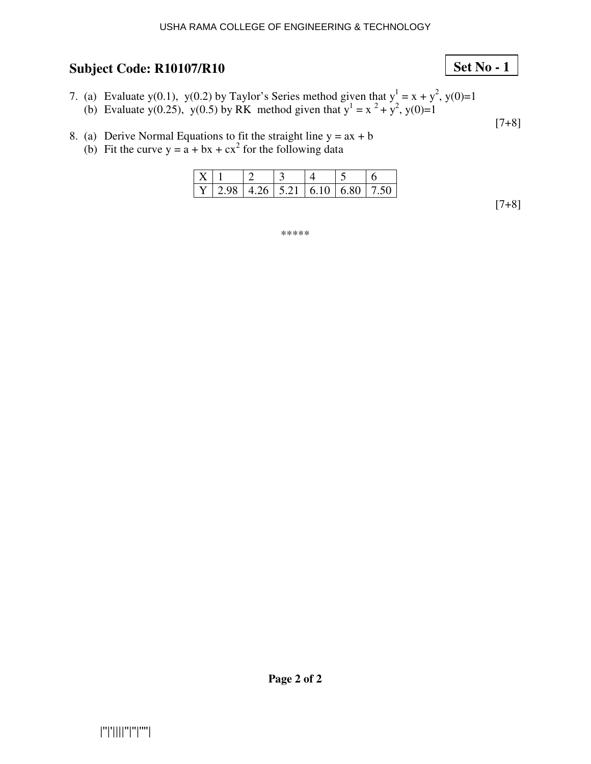**Subject Code: R10107/R10**

**Set No - 1**

7. (a) Evaluate y(0.1), y(0.2) by Taylor's Series method given that $y^1 = x + y^2$, y(0)=1
   (b) Evaluate y(0.25), y(0.5) by RK method given that $y^1 = x^2 + y^2$, y(0)=1

[7+8]

8. (a) Derive Normal Equations to fit the straight line y = ax + b
   (b) Fit the curve $y = a + bx + cx^2$ for the following data

| X | 1 | 2 | 3 | 4 | 5 | 6 |
|---|---|---|---|---|---|---|
| Y | 2.98 | 4.26 | 5.21 | 6.10 | 6.80 | 7.50 |

[7+8]

\*\*\*\*\*